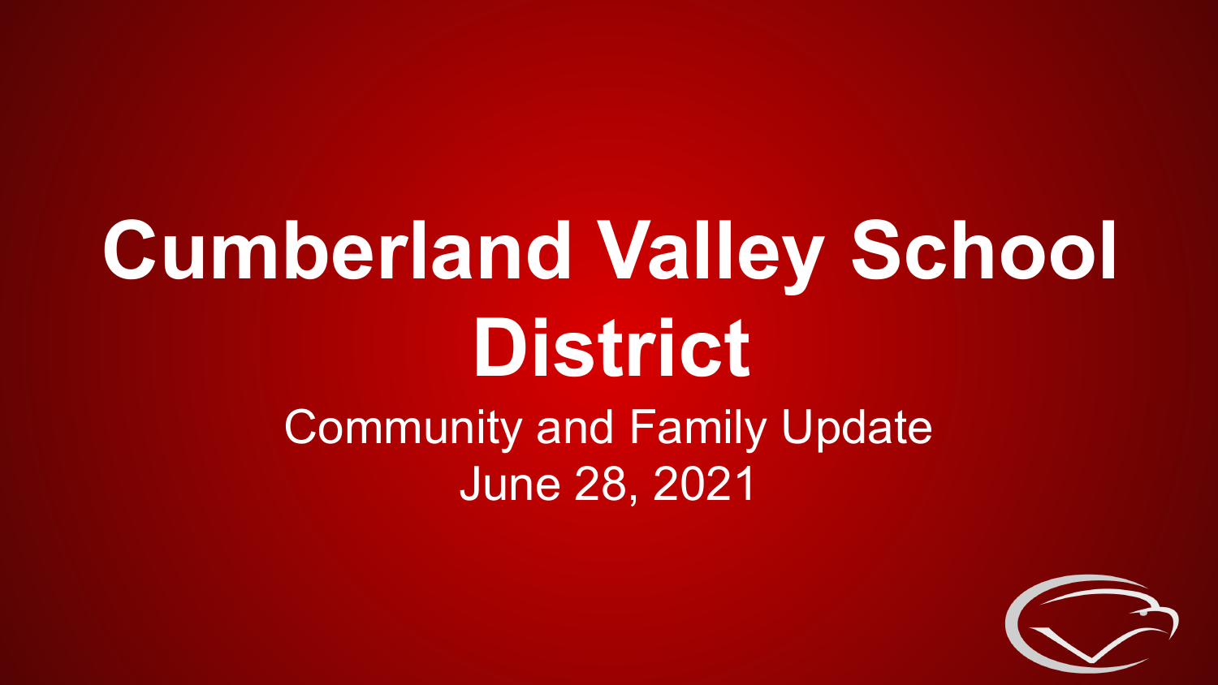# Cumberland Valley School District

Community and Family Update

June 28, 2021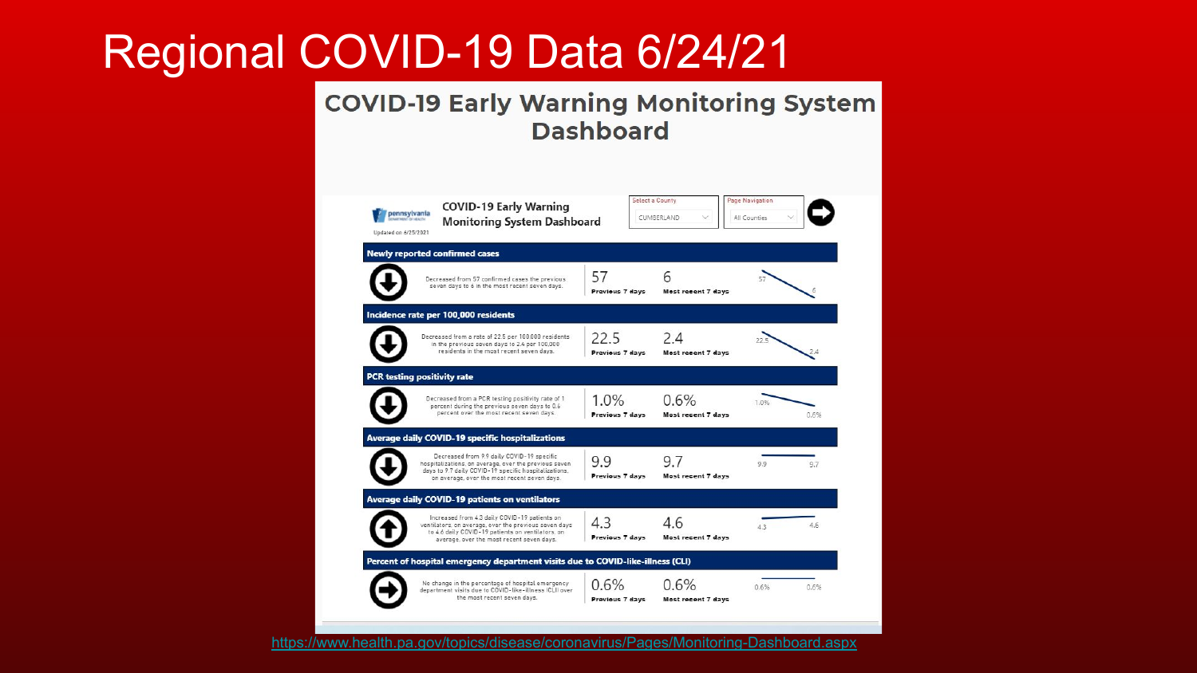# Regional COVID-19 Data 6/24/21

## COVID-19 Early Warning Monitoring System Dashboard

pennsylvania DEPARTMENT OF HEALTH

Updated on 6/25/2021

**COVID-19 Early Warning Monitoring System Dashboard**

Select a County: CUMBERLAND

Page Navigation: All Counties

### Newly reported confirmed cases

Decreased from 57 confirmed cases the previous seven days to 6 in the most recent seven days.

| Previous 7 days | Most recent 7 days |
|---|---|
| 57 | 6 |

### Incidence rate per 100,000 residents

Decreased from a rate of 22.5 per 100,000 residents in the previous seven days to 2.4 per 100,000 residents in the most recent seven days.

| Previous 7 days | Most recent 7 days |
|---|---|
| 22.5 | 2.4 |

### PCR testing positivity rate

Decreased from a PCR testing positivity rate of 1 percent during the previous seven days to 0.6 percent over the most recent seven days.

| Previous 7 days | Most recent 7 days |
|---|---|
| 1.0% | 0.6% |

### Average daily COVID-19 specific hospitalizations

Decreased from 9.9 daily COVID-19 specific hospitalizations, on average, over the previous seven days to 9.7 daily COVID-19 specific hospitalizations, on average, over the most recent seven days.

| Previous 7 days | Most recent 7 days |
|---|---|
| 9.9 | 9.7 |

### Average daily COVID-19 patients on ventilators

Increased from 4.3 daily COVID-19 patients on ventilators, on average, over the previous seven days to 4.6 daily COVID-19 patients on ventilators, on average, over the most recent seven days.

| Previous 7 days | Most recent 7 days |
|---|---|
| 4.3 | 4.6 |

### Percent of hospital emergency department visits due to COVID-like-illness (CLI)

No change in the percentage of hospital emergency department visits due to COVID-like-illness (CLI) over the most recent seven days.

| Previous 7 days | Most recent 7 days |
|---|---|
| 0.6% | 0.6% |

https://www.health.pa.gov/topics/disease/coronavirus/Pages/Monitoring-Dashboard.aspx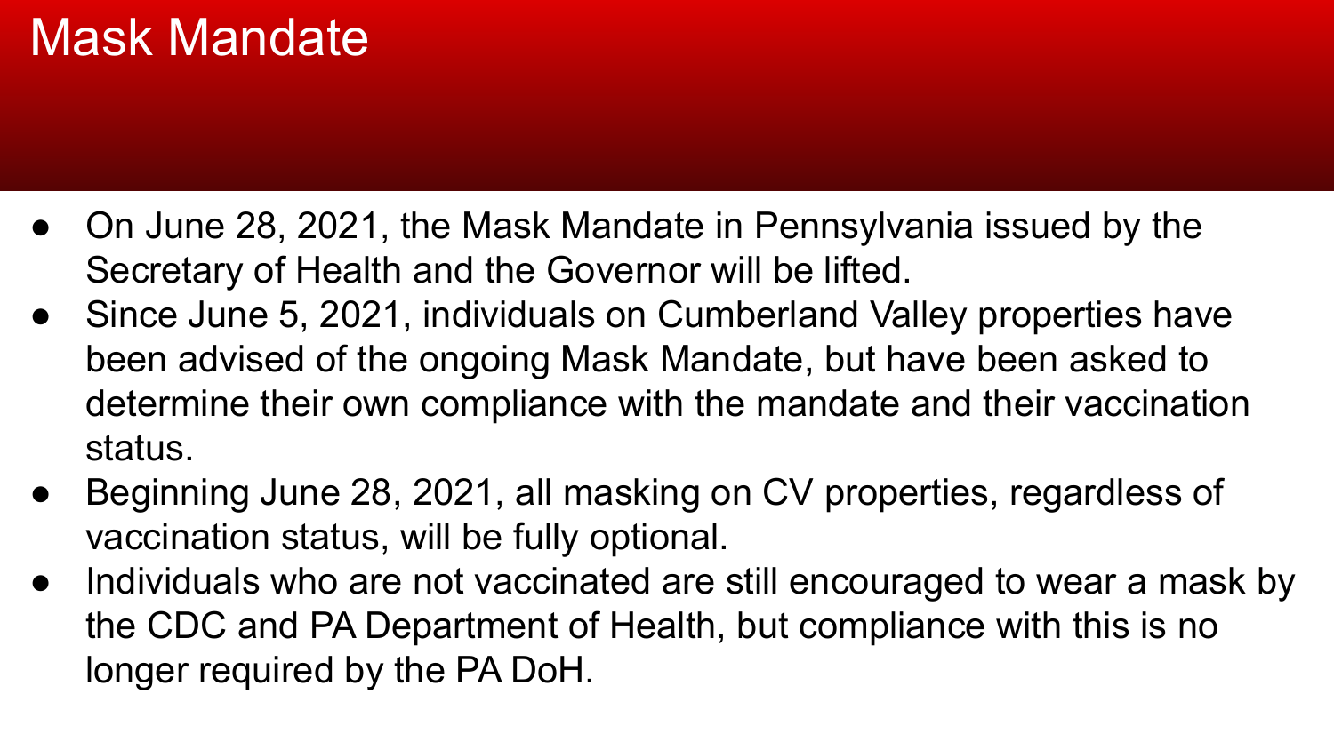# Mask Mandate

- On June 28, 2021, the Mask Mandate in Pennsylvania issued by the Secretary of Health and the Governor will be lifted.
- Since June 5, 2021, individuals on Cumberland Valley properties have been advised of the ongoing Mask Mandate, but have been asked to determine their own compliance with the mandate and their vaccination status.
- Beginning June 28, 2021, all masking on CV properties, regardless of vaccination status, will be fully optional.
- Individuals who are not vaccinated are still encouraged to wear a mask by the CDC and PA Department of Health, but compliance with this is no longer required by the PA DoH.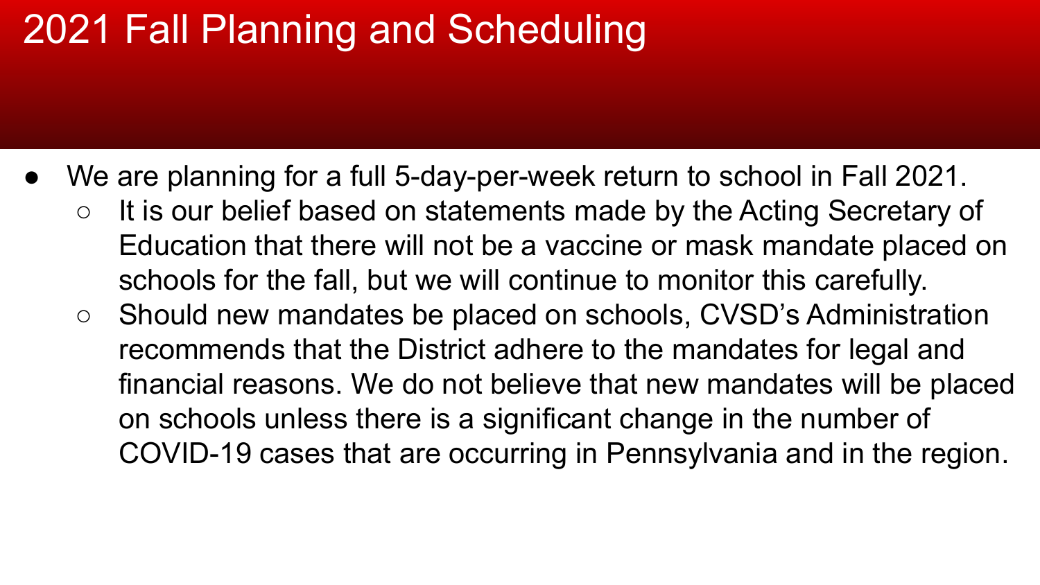# 2021 Fall Planning and Scheduling

- We are planning for a full 5-day-per-week return to school in Fall 2021.
  - It is our belief based on statements made by the Acting Secretary of Education that there will not be a vaccine or mask mandate placed on schools for the fall, but we will continue to monitor this carefully.
  - Should new mandates be placed on schools, CVSD's Administration recommends that the District adhere to the mandates for legal and financial reasons. We do not believe that new mandates will be placed on schools unless there is a significant change in the number of COVID-19 cases that are occurring in Pennsylvania and in the region.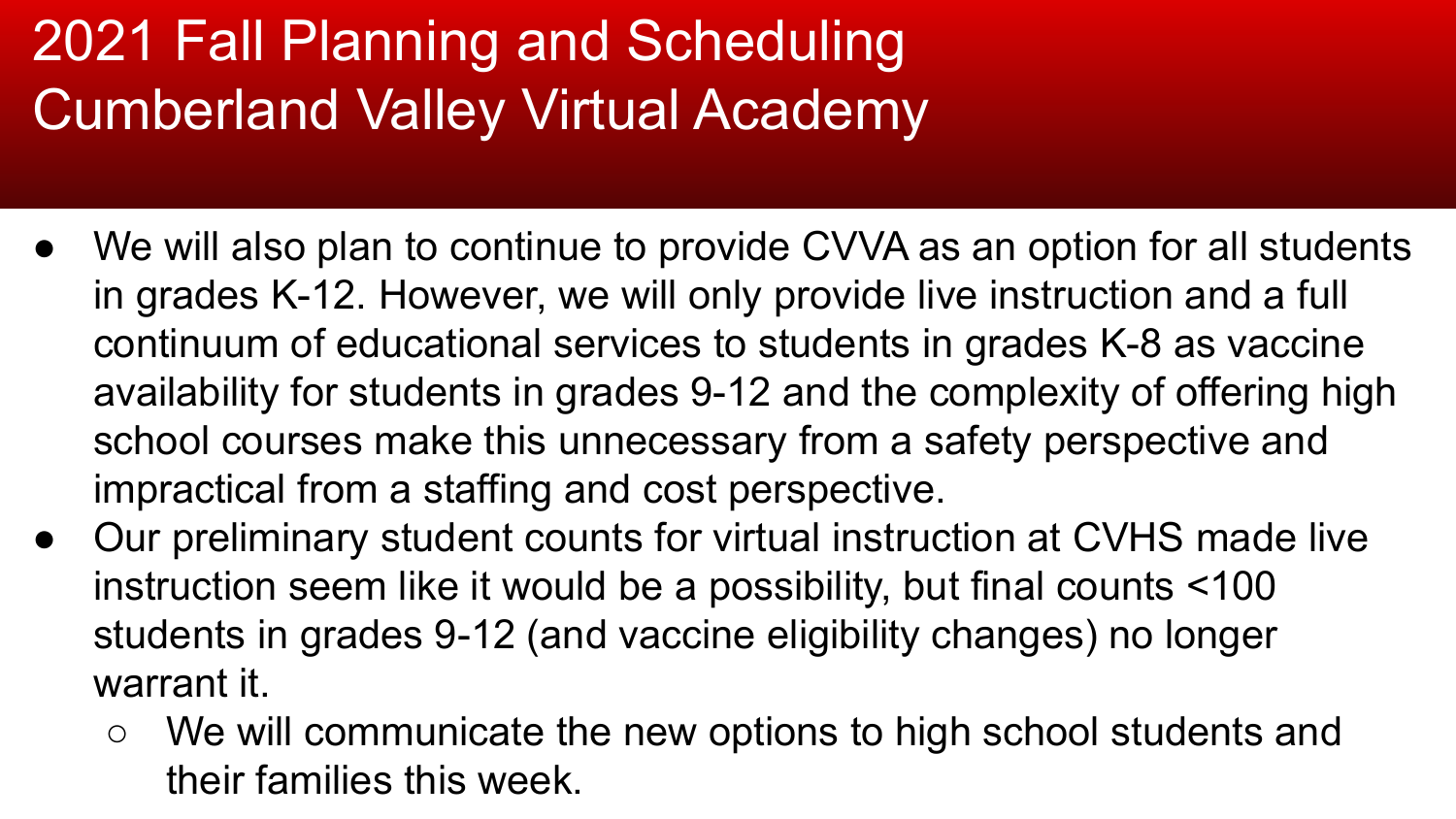# 2021 Fall Planning and Scheduling Cumberland Valley Virtual Academy

- We will also plan to continue to provide CVVA as an option for all students in grades K-12. However, we will only provide live instruction and a full continuum of educational services to students in grades K-8 as vaccine availability for students in grades 9-12 and the complexity of offering high school courses make this unnecessary from a safety perspective and impractical from a staffing and cost perspective.
- Our preliminary student counts for virtual instruction at CVHS made live instruction seem like it would be a possibility, but final counts <100 students in grades 9-12 (and vaccine eligibility changes) no longer warrant it.
  - We will communicate the new options to high school students and their families this week.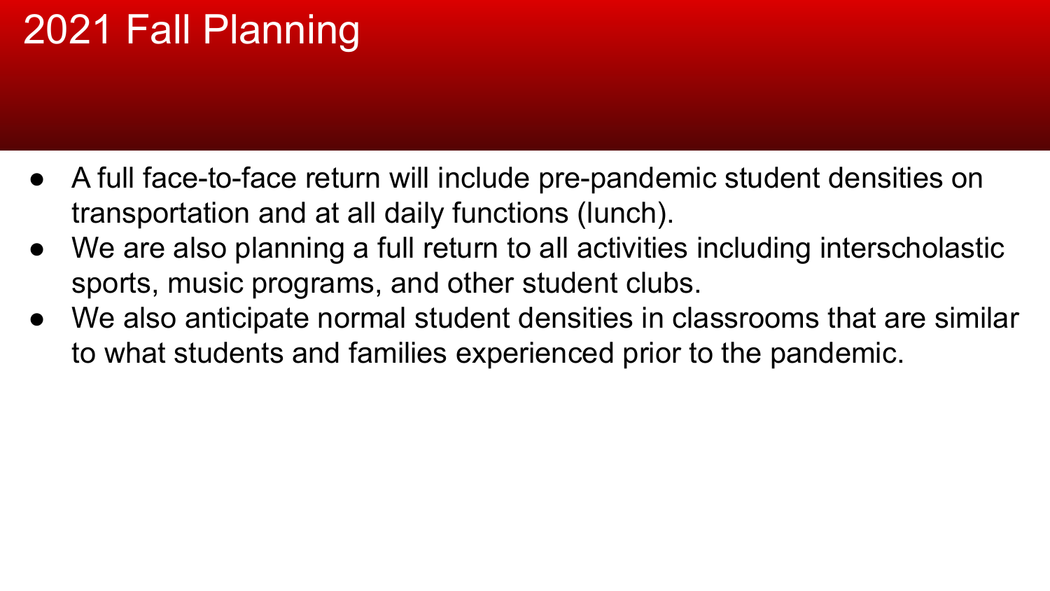# 2021 Fall Planning

- A full face-to-face return will include pre-pandemic student densities on transportation and at all daily functions (lunch).
- We are also planning a full return to all activities including interscholastic sports, music programs, and other student clubs.
- We also anticipate normal student densities in classrooms that are similar to what students and families experienced prior to the pandemic.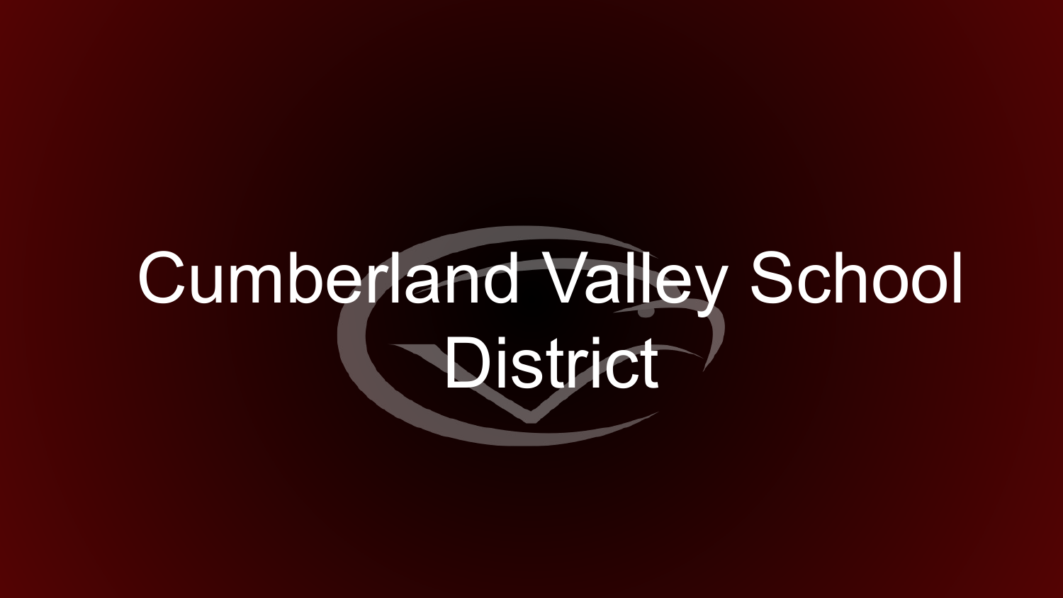# Cumberland Valley School District